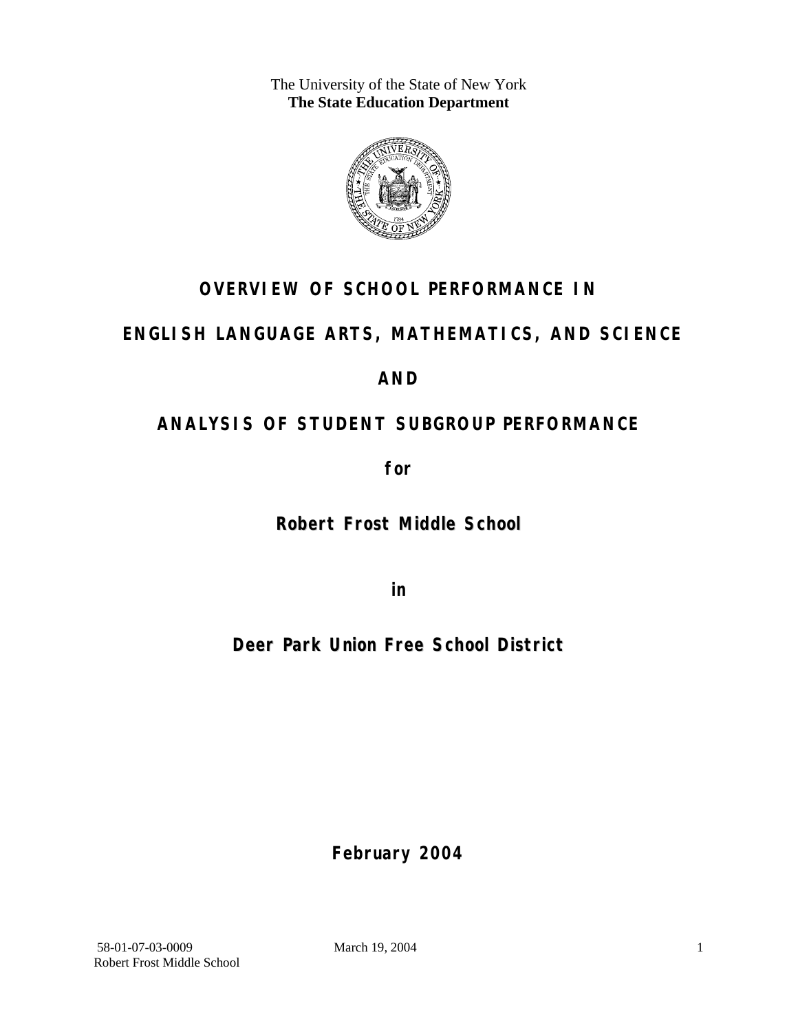The University of the State of New York
**The State Education Department**

# OVERVIEW OF SCHOOL PERFORMANCE IN

# ENGLISH LANGUAGE ARTS, MATHEMATICS, AND SCIENCE

# AND

# ANALYSIS OF STUDENT SUBGROUP PERFORMANCE

**for**

## Robert Frost Middle School

**in**

## Deer Park Union Free School District

**February 2004**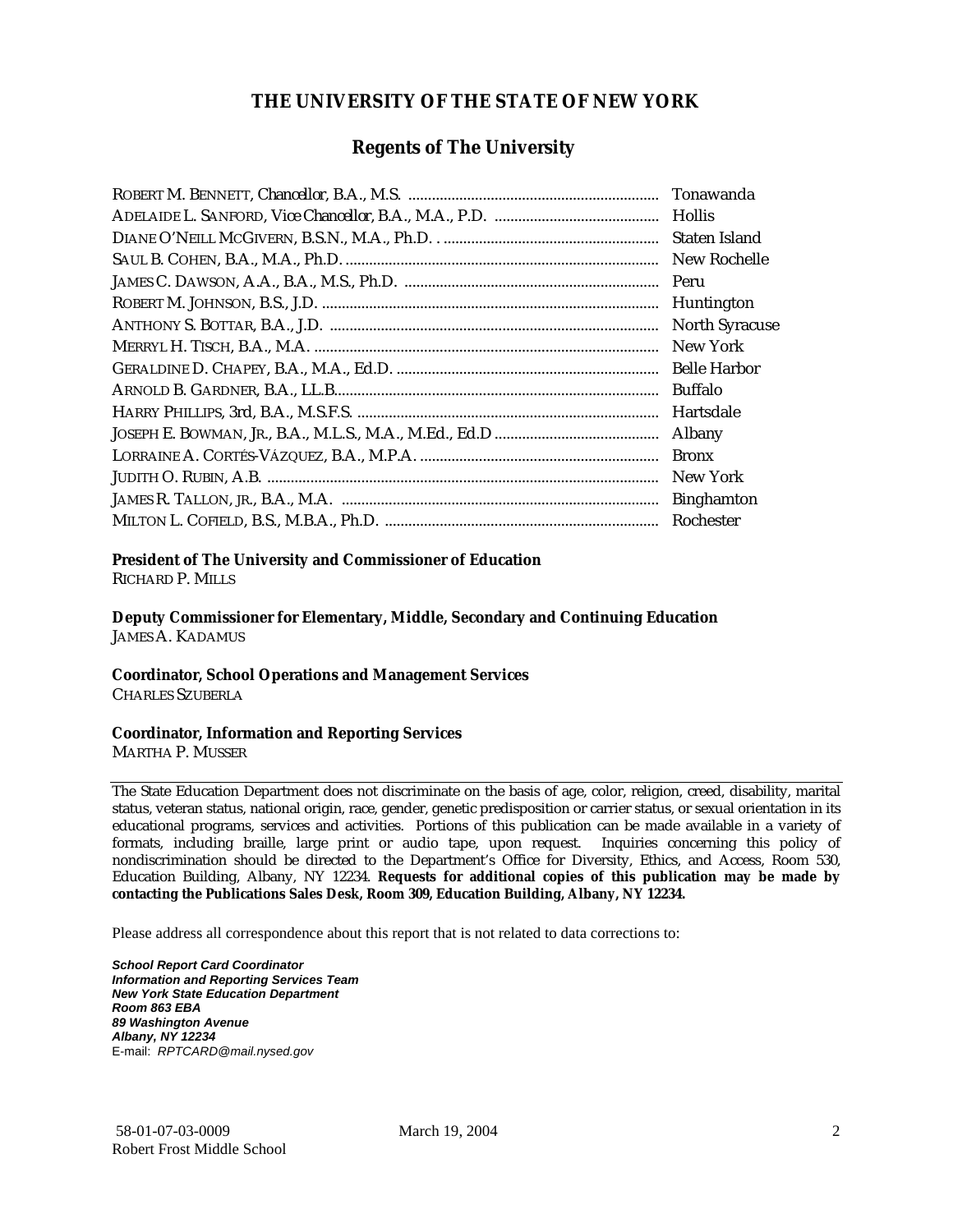# THE UNIVERSITY OF THE STATE OF NEW YORK

## Regents of The University

| | |
|---|---|
| ROBERT M. BENNETT, *Chancellor*, B.A., M.S. | Tonawanda |
| ADELAIDE L. SANFORD, *Vice Chancellor*, B.A., M.A., P.D. | Hollis |
| DIANE O'NEILL MCGIVERN, B.S.N., M.A., Ph.D. | Staten Island |
| SAUL B. COHEN, B.A., M.A., Ph.D. | New Rochelle |
| JAMES C. DAWSON, A.A., B.A., M.S., Ph.D. | Peru |
| ROBERT M. JOHNSON, B.S., J.D. | Huntington |
| ANTHONY S. BOTTAR, B.A., J.D. | North Syracuse |
| MERRYL H. TISCH, B.A., M.A. | New York |
| GERALDINE D. CHAPEY, B.A., M.A., Ed.D. | Belle Harbor |
| ARNOLD B. GARDNER, B.A., LL.B. | Buffalo |
| HARRY PHILLIPS, 3rd, B.A., M.S.F.S. | Hartsdale |
| JOSEPH E. BOWMAN, JR., B.A., M.L.S., M.A., M.Ed., Ed.D | Albany |
| LORRAINE A. CORTÉS-VÁZQUEZ, B.A., M.P.A. | Bronx |
| JUDITH O. RUBIN, A.B. | New York |
| JAMES R. TALLON, JR., B.A., M.A. | Binghamton |
| MILTON L. COFIELD, B.S., M.B.A., Ph.D. | Rochester |

**President of The University and Commissioner of Education**
RICHARD P. MILLS

**Deputy Commissioner for Elementary, Middle, Secondary and Continuing Education**
JAMES A. KADAMUS

**Coordinator, School Operations and Management Services**
CHARLES SZUBERLA

**Coordinator, Information and Reporting Services**
MARTHA P. MUSSER

---

The State Education Department does not discriminate on the basis of age, color, religion, creed, disability, marital status, veteran status, national origin, race, gender, genetic predisposition or carrier status, or sexual orientation in its educational programs, services and activities. Portions of this publication can be made available in a variety of formats, including braille, large print or audio tape, upon request. Inquiries concerning this policy of nondiscrimination should be directed to the Department's Office for Diversity, Ethics, and Access, Room 530, Education Building, Albany, NY 12234. **Requests for additional copies of this publication may be made by contacting the Publications Sales Desk, Room 309, Education Building, Albany, NY 12234.**

Please address all correspondence about this report that is not related to data corrections to:

***School Report Card Coordinator***
***Information and Reporting Services Team***
***New York State Education Department***
***Room 863 EBA***
***89 Washington Avenue***
***Albany, NY 12234***
E-mail: *RPTCARD@mail.nysed.gov*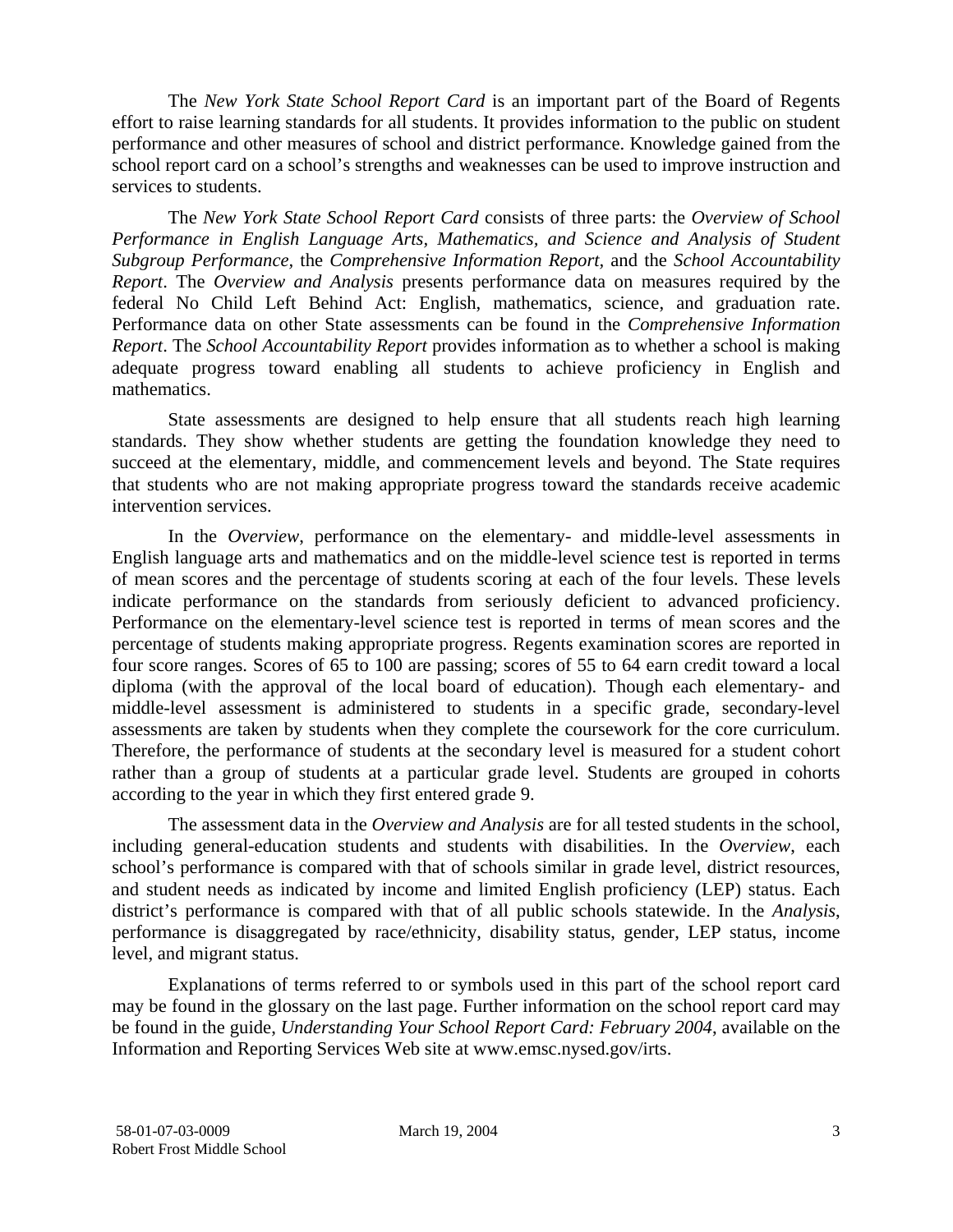The *New York State School Report Card* is an important part of the Board of Regents effort to raise learning standards for all students. It provides information to the public on student performance and other measures of school and district performance. Knowledge gained from the school report card on a school's strengths and weaknesses can be used to improve instruction and services to students.

The *New York State School Report Card* consists of three parts: the *Overview of School Performance in English Language Arts, Mathematics, and Science and Analysis of Student Subgroup Performance,* the *Comprehensive Information Report,* and the *School Accountability Report*. The *Overview and Analysis* presents performance data on measures required by the federal No Child Left Behind Act: English, mathematics, science, and graduation rate. Performance data on other State assessments can be found in the *Comprehensive Information Report*. The *School Accountability Report* provides information as to whether a school is making adequate progress toward enabling all students to achieve proficiency in English and mathematics.

State assessments are designed to help ensure that all students reach high learning standards. They show whether students are getting the foundation knowledge they need to succeed at the elementary, middle, and commencement levels and beyond. The State requires that students who are not making appropriate progress toward the standards receive academic intervention services.

In the *Overview*, performance on the elementary- and middle-level assessments in English language arts and mathematics and on the middle-level science test is reported in terms of mean scores and the percentage of students scoring at each of the four levels. These levels indicate performance on the standards from seriously deficient to advanced proficiency. Performance on the elementary-level science test is reported in terms of mean scores and the percentage of students making appropriate progress. Regents examination scores are reported in four score ranges. Scores of 65 to 100 are passing; scores of 55 to 64 earn credit toward a local diploma (with the approval of the local board of education). Though each elementary- and middle-level assessment is administered to students in a specific grade, secondary-level assessments are taken by students when they complete the coursework for the core curriculum. Therefore, the performance of students at the secondary level is measured for a student cohort rather than a group of students at a particular grade level. Students are grouped in cohorts according to the year in which they first entered grade 9.

The assessment data in the *Overview and Analysis* are for all tested students in the school, including general-education students and students with disabilities. In the *Overview*, each school's performance is compared with that of schools similar in grade level, district resources, and student needs as indicated by income and limited English proficiency (LEP) status. Each district's performance is compared with that of all public schools statewide. In the *Analysis*, performance is disaggregated by race/ethnicity, disability status, gender, LEP status, income level, and migrant status.

Explanations of terms referred to or symbols used in this part of the school report card may be found in the glossary on the last page. Further information on the school report card may be found in the guide, *Understanding Your School Report Card: February 2004*, available on the Information and Reporting Services Web site at www.emsc.nysed.gov/irts.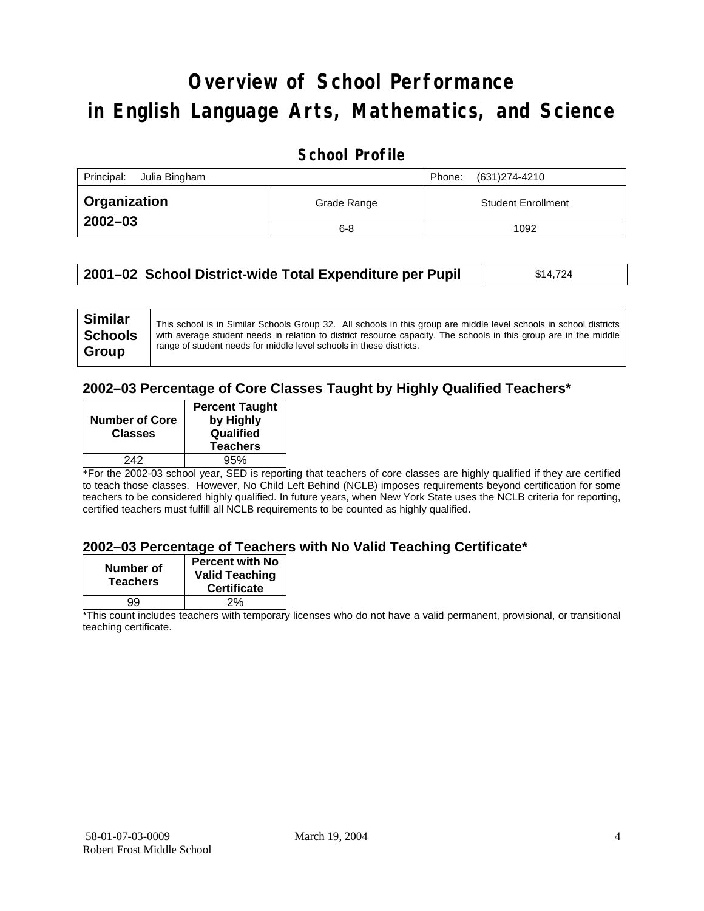# Overview of School Performance in English Language Arts, Mathematics, and Science

## School Profile

| Principal: Julia Bingham | | Phone: (631)274-4210 |
|---|---|---|
| **Organization 2002–03** | Grade Range | Student Enrollment |
| | 6-8 | 1092 |

| **2001–02 School District-wide Total Expenditure per Pupil** | $14,724 |
|---|---|

| **Similar Schools Group** | This school is in Similar Schools Group 32. All schools in this group are middle level schools in school districts with average student needs in relation to district resource capacity. The schools in this group are in the middle range of student needs for middle level schools in these districts. |
|---|---|

### 2002–03 Percentage of Core Classes Taught by Highly Qualified Teachers*

| Number of Core Classes | Percent Taught by Highly Qualified Teachers |
|---|---|
| 242 | 95% |

*For the 2002-03 school year, SED is reporting that teachers of core classes are highly qualified if they are certified to teach those classes. However, No Child Left Behind (NCLB) imposes requirements beyond certification for some teachers to be considered highly qualified. In future years, when New York State uses the NCLB criteria for reporting, certified teachers must fulfill all NCLB requirements to be counted as highly qualified.

### 2002–03 Percentage of Teachers with No Valid Teaching Certificate*

| Number of Teachers | Percent with No Valid Teaching Certificate |
|---|---|
| 99 | 2% |

*This count includes teachers with temporary licenses who do not have a valid permanent, provisional, or transitional teaching certificate.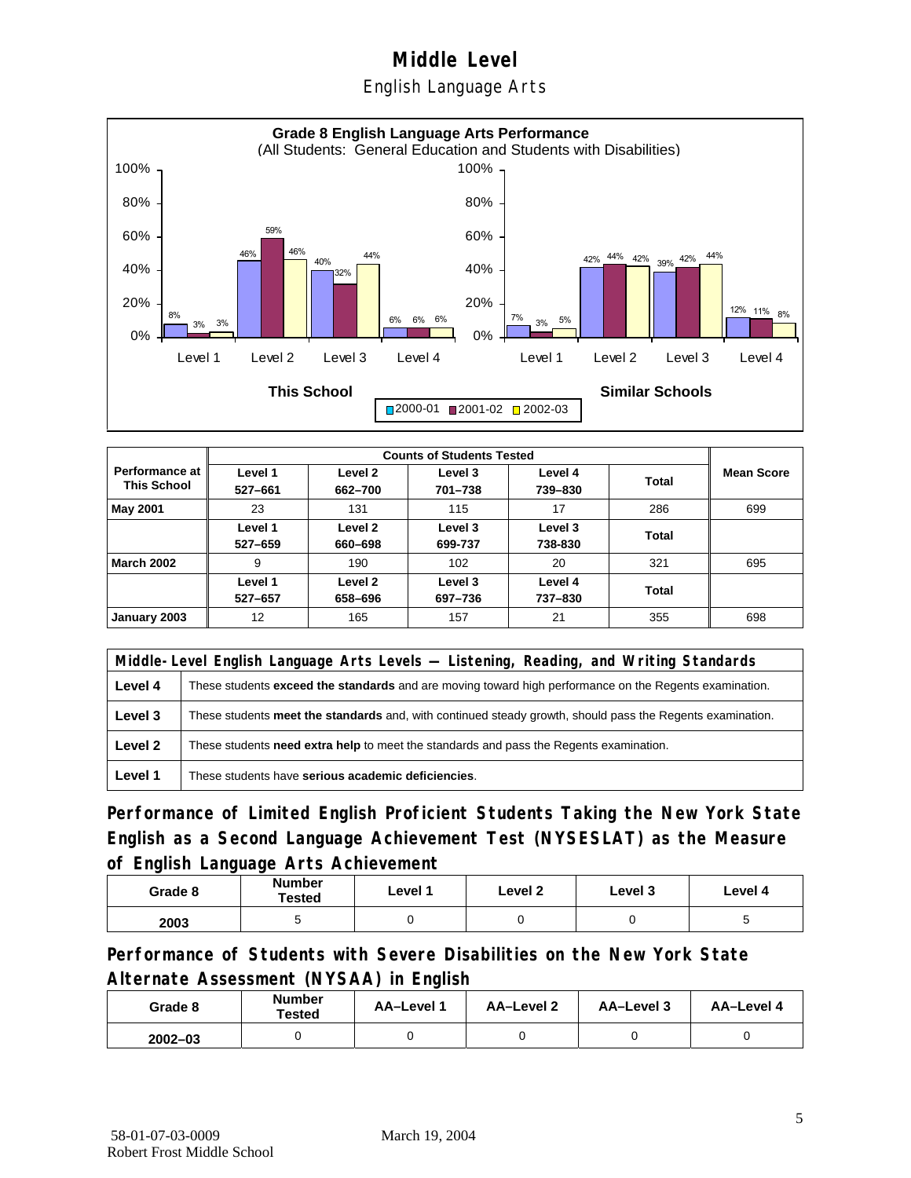# Middle Level

English Language Arts

**Grade 8 English Language Arts Performance**
(All Students: General Education and Students with Disabilities)

| | This School | | | Similar Schools | | |
|---|---|---|---|---|---|---|
| | 2000-01 | 2001-02 | 2002-03 | 2000-01 | 2001-02 | 2002-03 |
| Level 1 | 8% | 3% | 3% | 7% | 3% | 5% |
| Level 2 | 46% | 59% | 46% | 42% | 44% | 42% |
| Level 3 | 40% | 32% | 44% | 39% | 42% | 44% |
| Level 4 | 6% | 6% | 6% | 12% | 11% | 8% |

| Performance at This School | Counts of Students Tested | | | | | Mean Score |
|---|---|---|---|---|---|---|
| | Level 1 527–661 | Level 2 662–700 | Level 3 701–738 | Level 4 739–830 | Total | |
| **May 2001** | 23 | 131 | 115 | 17 | 286 | 699 |
| | Level 1 527–659 | Level 2 660–698 | Level 3 699-737 | Level 3 738-830 | Total | |
| **March 2002** | 9 | 190 | 102 | 20 | 321 | 695 |
| | Level 1 527–657 | Level 2 658–696 | Level 3 697–736 | Level 4 737–830 | Total | |
| **January 2003** | 12 | 165 | 157 | 21 | 355 | 698 |

| Middle-Level English Language Arts Levels — Listening, Reading, and Writing Standards | |
|---|---|
| **Level 4** | These students **exceed the standards** and are moving toward high performance on the Regents examination. |
| **Level 3** | These students **meet the standards** and, with continued steady growth, should pass the Regents examination. |
| **Level 2** | These students **need extra help** to meet the standards and pass the Regents examination. |
| **Level 1** | These students have **serious academic deficiencies**. |

## Performance of Limited English Proficient Students Taking the New York State English as a Second Language Achievement Test (NYSESLAT) as the Measure of English Language Arts Achievement

| Grade 8 | Number Tested | Level 1 | Level 2 | Level 3 | Level 4 |
|---|---|---|---|---|---|
| **2003** | 5 | 0 | 0 | 0 | 5 |

## Performance of Students with Severe Disabilities on the New York State Alternate Assessment (NYSAA) in English

| Grade 8 | Number Tested | AA–Level 1 | AA–Level 2 | AA–Level 3 | AA–Level 4 |
|---|---|---|---|---|---|
| **2002–03** | 0 | 0 | 0 | 0 | 0 |

58-01-07-03-0009 March 19, 2004
Robert Frost Middle School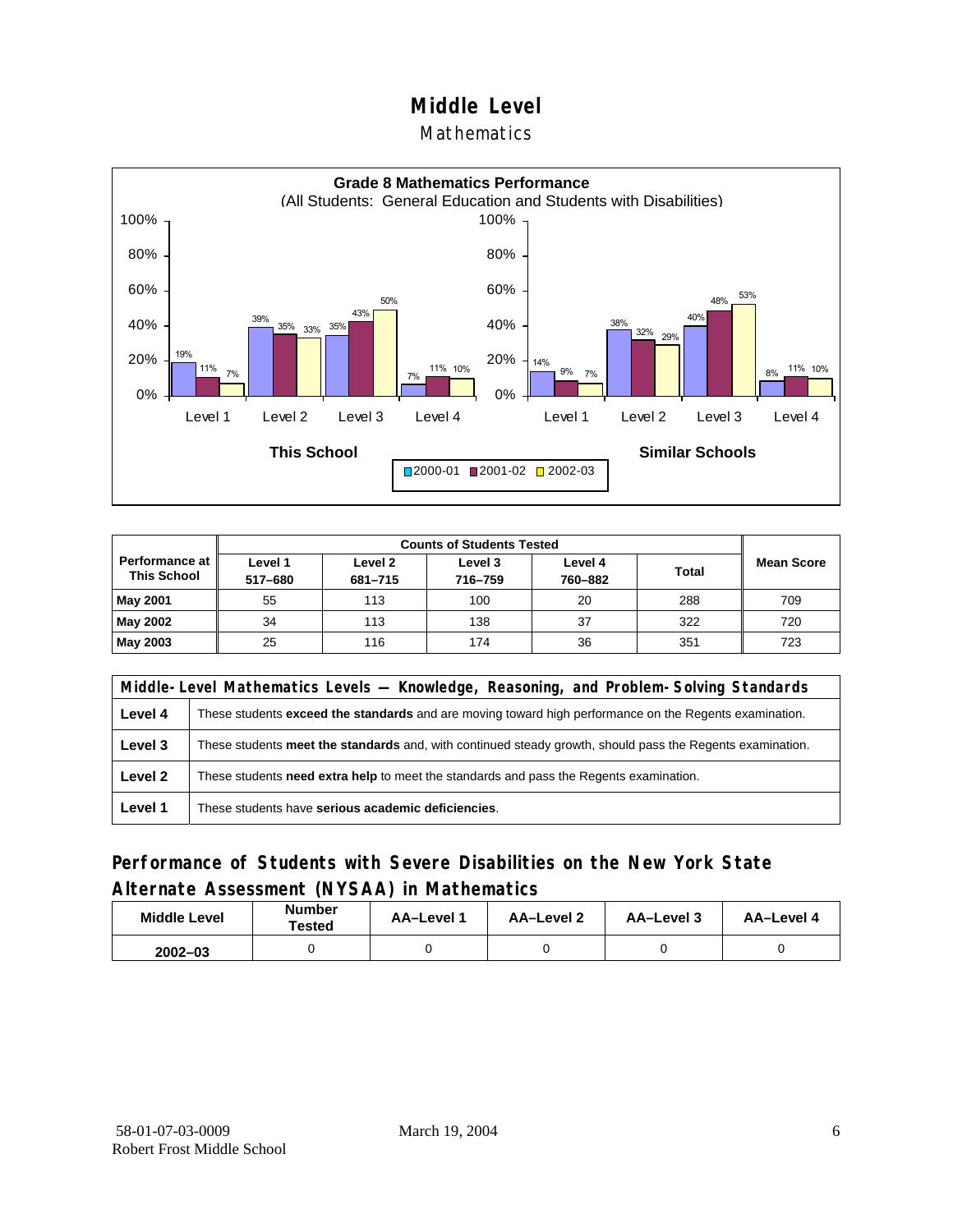# Middle Level

## Mathematics

**Grade 8 Mathematics Performance**
(All Students: General Education and Students with Disabilities)

| | 2000-01 | 2001-02 | 2002-03 |
|---|---|---|---|
| **This School** | | | |
| Level 1 | 19% | 11% | 7% |
| Level 2 | 39% | 35% | 33% |
| Level 3 | 35% | 43% | 50% |
| Level 4 | 7% | 11% | 10% |
| **Similar Schools** | | | |
| Level 1 | 14% | 9% | 7% |
| Level 2 | 38% | 32% | 29% |
| Level 3 | 40% | 48% | 53% |
| Level 4 | 8% | 11% | 10% |

| Performance at This School | Counts of Students Tested | | | | | Mean Score |
|---|---|---|---|---|---|---|
| | Level 1 517–680 | Level 2 681–715 | Level 3 716–759 | Level 4 760–882 | Total | |
| **May 2001** | 55 | 113 | 100 | 20 | 288 | 709 |
| **May 2002** | 34 | 113 | 138 | 37 | 322 | 720 |
| **May 2003** | 25 | 116 | 174 | 36 | 351 | 723 |

| Middle-Level Mathematics Levels — Knowledge, Reasoning, and Problem-Solving Standards | |
|---|---|
| **Level 4** | These students **exceed the standards** and are moving toward high performance on the Regents examination. |
| **Level 3** | These students **meet the standards** and, with continued steady growth, should pass the Regents examination. |
| **Level 2** | These students **need extra help** to meet the standards and pass the Regents examination. |
| **Level 1** | These students have **serious academic deficiencies**. |

## Performance of Students with Severe Disabilities on the New York State Alternate Assessment (NYSAA) in Mathematics

| Middle Level | Number Tested | AA–Level 1 | AA–Level 2 | AA–Level 3 | AA–Level 4 |
|---|---|---|---|---|---|
| **2002–03** | 0 | 0 | 0 | 0 | 0 |

58-01-07-03-0009
Robert Frost Middle School

March 19, 2004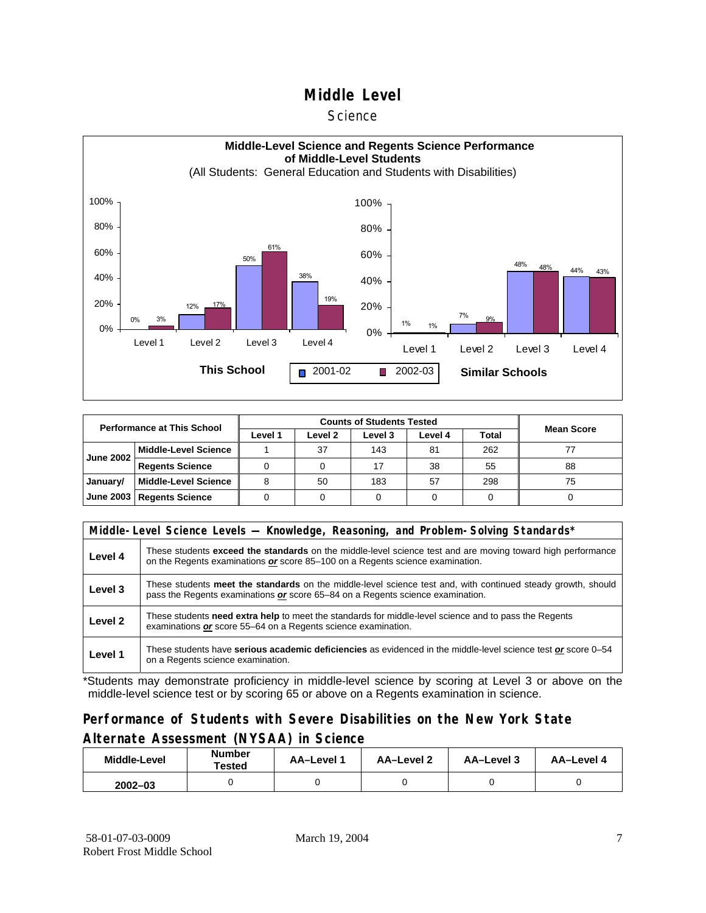# Middle Level

## Science

**Middle-Level Science and Regents Science Performance of Middle-Level Students**

(All Students: General Education and Students with Disabilities)

**This School**

| | Level 1 | Level 2 | Level 3 | Level 4 |
|---|---|---|---|---|
| 2001-02 | 0% | 12% | 50% | 38% |
| 2002-03 | 3% | 17% | 61% | 19% |

**Similar Schools**

| | Level 1 | Level 2 | Level 3 | Level 4 |
|---|---|---|---|---|
| 2001-02 | 1% | 7% | 48% | 44% |
| 2002-03 | 1% | 9% | 48% | 43% |

| Performance at This School | | Counts of Students Tested | | | | | Mean Score |
|---|---|---|---|---|---|---|---|
| | | Level 1 | Level 2 | Level 3 | Level 4 | Total | |
| June 2002 | Middle-Level Science | 1 | 37 | 143 | 81 | 262 | 77 |
| | Regents Science | 0 | 0 | 17 | 38 | 55 | 88 |
| January/ June 2003 | Middle-Level Science | 8 | 50 | 183 | 57 | 298 | 75 |
| | Regents Science | 0 | 0 | 0 | 0 | 0 | 0 |

| Middle-Level Science Levels — Knowledge, Reasoning, and Problem-Solving Standards* | |
|---|---|
| Level 4 | These students **exceed the standards** on the middle-level science test and are moving toward high performance on the Regents examinations ***or*** score 85–100 on a Regents science examination. |
| Level 3 | These students **meet the standards** on the middle-level science test and, with continued steady growth, should pass the Regents examinations ***or*** score 65–84 on a Regents science examination. |
| Level 2 | These students **need extra help** to meet the standards for middle-level science and to pass the Regents examinations ***or*** score 55–64 on a Regents science examination. |
| Level 1 | These students have **serious academic deficiencies** as evidenced in the middle-level science test ***or*** score 0–54 on a Regents science examination. |

*Students may demonstrate proficiency in middle-level science by scoring at Level 3 or above on the middle-level science test or by scoring 65 or above on a Regents examination in science.

## Performance of Students with Severe Disabilities on the New York State Alternate Assessment (NYSAA) in Science

| Middle-Level | Number Tested | AA–Level 1 | AA–Level 2 | AA–Level 3 | AA–Level 4 |
|---|---|---|---|---|---|
| 2002–03 | 0 | 0 | 0 | 0 | 0 |

58-01-07-03-0009
Robert Frost Middle School

March 19, 2004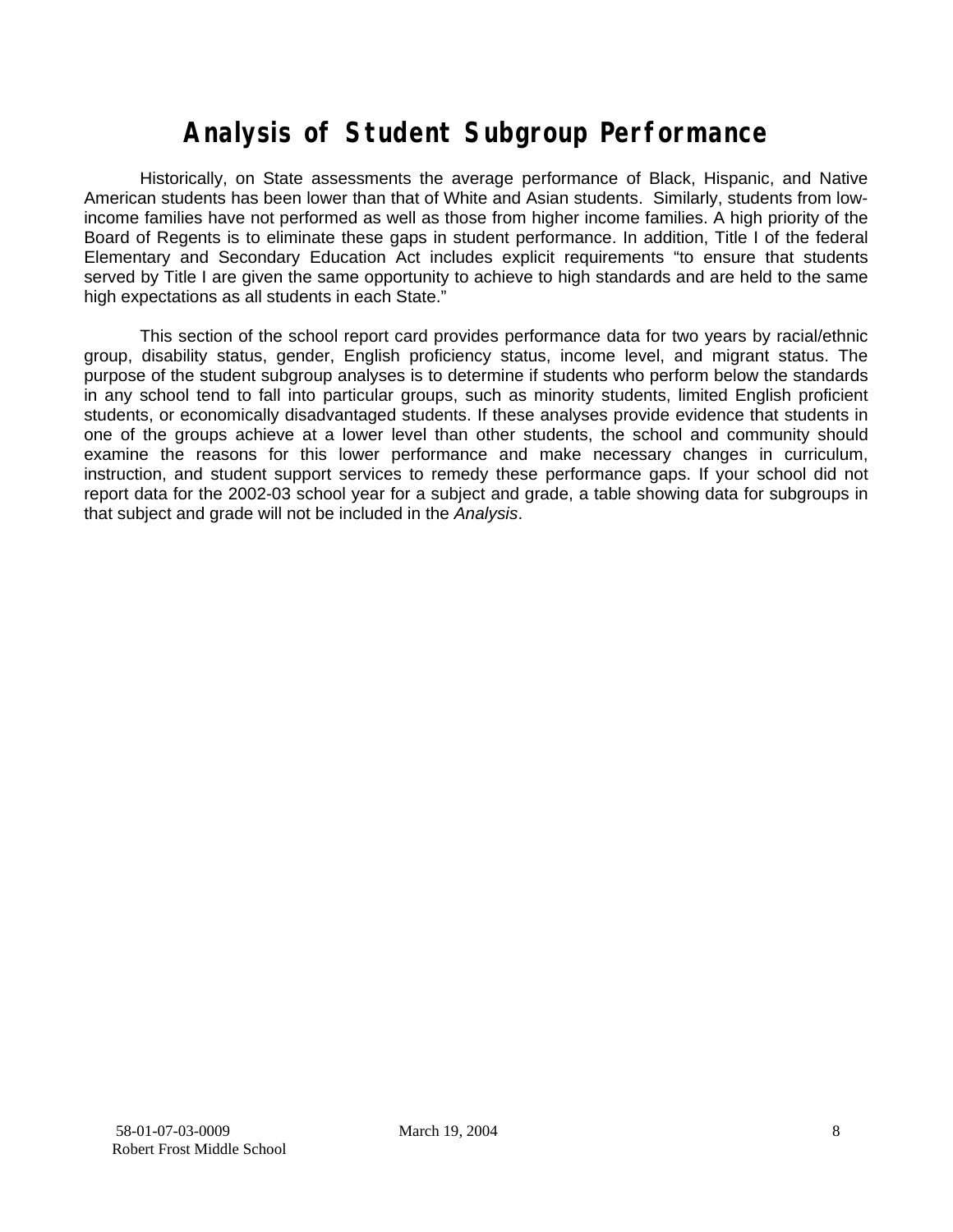# Analysis of Student Subgroup Performance

Historically, on State assessments the average performance of Black, Hispanic, and Native American students has been lower than that of White and Asian students. Similarly, students from low-income families have not performed as well as those from higher income families. A high priority of the Board of Regents is to eliminate these gaps in student performance. In addition, Title I of the federal Elementary and Secondary Education Act includes explicit requirements "to ensure that students served by Title I are given the same opportunity to achieve to high standards and are held to the same high expectations as all students in each State."

This section of the school report card provides performance data for two years by racial/ethnic group, disability status, gender, English proficiency status, income level, and migrant status. The purpose of the student subgroup analyses is to determine if students who perform below the standards in any school tend to fall into particular groups, such as minority students, limited English proficient students, or economically disadvantaged students. If these analyses provide evidence that students in one of the groups achieve at a lower level than other students, the school and community should examine the reasons for this lower performance and make necessary changes in curriculum, instruction, and student support services to remedy these performance gaps. If your school did not report data for the 2002-03 school year for a subject and grade, a table showing data for subgroups in that subject and grade will not be included in the *Analysis*.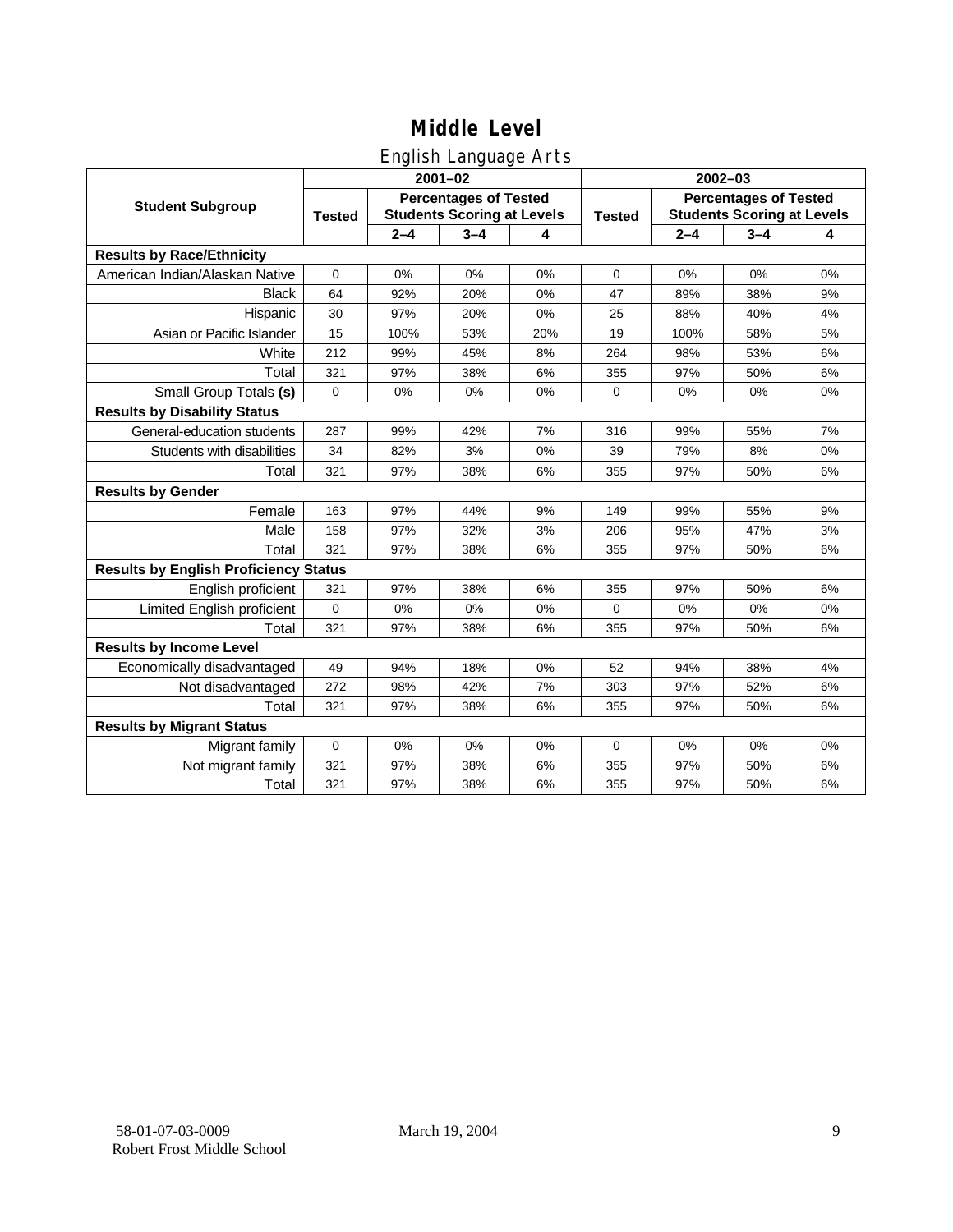# Middle Level

## English Language Arts

| Student Subgroup | 2001–02 | | | | 2002–03 | | | |
|---|---|---|---|---|---|---|---|---|
| | Tested | Percentages of Tested Students Scoring at Levels | | | Tested | Percentages of Tested Students Scoring at Levels | | |
| | | 2–4 | 3–4 | 4 | | 2–4 | 3–4 | 4 |
| **Results by Race/Ethnicity** | | | | | | | | |
| American Indian/Alaskan Native | 0 | 0% | 0% | 0% | 0 | 0% | 0% | 0% |
| Black | 64 | 92% | 20% | 0% | 47 | 89% | 38% | 9% |
| Hispanic | 30 | 97% | 20% | 0% | 25 | 88% | 40% | 4% |
| Asian or Pacific Islander | 15 | 100% | 53% | 20% | 19 | 100% | 58% | 5% |
| White | 212 | 99% | 45% | 8% | 264 | 98% | 53% | 6% |
| Total | 321 | 97% | 38% | 6% | 355 | 97% | 50% | 6% |
| Small Group Totals **(s)** | 0 | 0% | 0% | 0% | 0 | 0% | 0% | 0% |
| **Results by Disability Status** | | | | | | | | |
| General-education students | 287 | 99% | 42% | 7% | 316 | 99% | 55% | 7% |
| Students with disabilities | 34 | 82% | 3% | 0% | 39 | 79% | 8% | 0% |
| Total | 321 | 97% | 38% | 6% | 355 | 97% | 50% | 6% |
| **Results by Gender** | | | | | | | | |
| Female | 163 | 97% | 44% | 9% | 149 | 99% | 55% | 9% |
| Male | 158 | 97% | 32% | 3% | 206 | 95% | 47% | 3% |
| Total | 321 | 97% | 38% | 6% | 355 | 97% | 50% | 6% |
| **Results by English Proficiency Status** | | | | | | | | |
| English proficient | 321 | 97% | 38% | 6% | 355 | 97% | 50% | 6% |
| Limited English proficient | 0 | 0% | 0% | 0% | 0 | 0% | 0% | 0% |
| Total | 321 | 97% | 38% | 6% | 355 | 97% | 50% | 6% |
| **Results by Income Level** | | | | | | | | |
| Economically disadvantaged | 49 | 94% | 18% | 0% | 52 | 94% | 38% | 4% |
| Not disadvantaged | 272 | 98% | 42% | 7% | 303 | 97% | 52% | 6% |
| Total | 321 | 97% | 38% | 6% | 355 | 97% | 50% | 6% |
| **Results by Migrant Status** | | | | | | | | |
| Migrant family | 0 | 0% | 0% | 0% | 0 | 0% | 0% | 0% |
| Not migrant family | 321 | 97% | 38% | 6% | 355 | 97% | 50% | 6% |
| Total | 321 | 97% | 38% | 6% | 355 | 97% | 50% | 6% |

58-01-07-03-0009 March 19, 2004
Robert Frost Middle School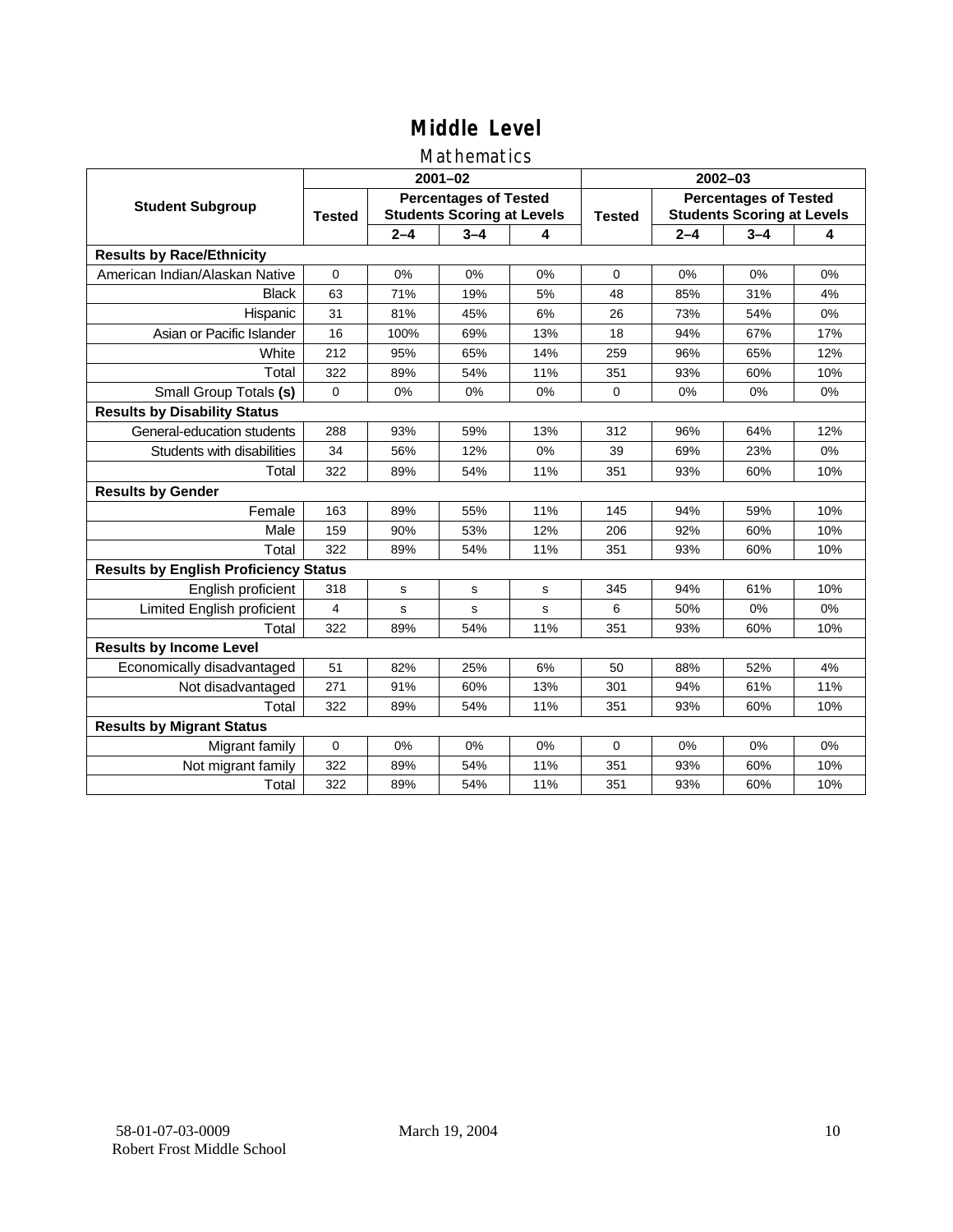# Middle Level

## Mathematics

| Student Subgroup | 2001–02 | | | | 2002–03 | | | |
|---|---|---|---|---|---|---|---|---|
| | Tested | Percentages of Tested Students Scoring at Levels | | | Tested | Percentages of Tested Students Scoring at Levels | | |
| | | 2–4 | 3–4 | 4 | | 2–4 | 3–4 | 4 |
| **Results by Race/Ethnicity** | | | | | | | | |
| American Indian/Alaskan Native | 0 | 0% | 0% | 0% | 0 | 0% | 0% | 0% |
| Black | 63 | 71% | 19% | 5% | 48 | 85% | 31% | 4% |
| Hispanic | 31 | 81% | 45% | 6% | 26 | 73% | 54% | 0% |
| Asian or Pacific Islander | 16 | 100% | 69% | 13% | 18 | 94% | 67% | 17% |
| White | 212 | 95% | 65% | 14% | 259 | 96% | 65% | 12% |
| Total | 322 | 89% | 54% | 11% | 351 | 93% | 60% | 10% |
| Small Group Totals **(s)** | 0 | 0% | 0% | 0% | 0 | 0% | 0% | 0% |
| **Results by Disability Status** | | | | | | | | |
| General-education students | 288 | 93% | 59% | 13% | 312 | 96% | 64% | 12% |
| Students with disabilities | 34 | 56% | 12% | 0% | 39 | 69% | 23% | 0% |
| Total | 322 | 89% | 54% | 11% | 351 | 93% | 60% | 10% |
| **Results by Gender** | | | | | | | | |
| Female | 163 | 89% | 55% | 11% | 145 | 94% | 59% | 10% |
| Male | 159 | 90% | 53% | 12% | 206 | 92% | 60% | 10% |
| Total | 322 | 89% | 54% | 11% | 351 | 93% | 60% | 10% |
| **Results by English Proficiency Status** | | | | | | | | |
| English proficient | 318 | s | s | s | 345 | 94% | 61% | 10% |
| Limited English proficient | 4 | s | s | s | 6 | 50% | 0% | 0% |
| Total | 322 | 89% | 54% | 11% | 351 | 93% | 60% | 10% |
| **Results by Income Level** | | | | | | | | |
| Economically disadvantaged | 51 | 82% | 25% | 6% | 50 | 88% | 52% | 4% |
| Not disadvantaged | 271 | 91% | 60% | 13% | 301 | 94% | 61% | 11% |
| Total | 322 | 89% | 54% | 11% | 351 | 93% | 60% | 10% |
| **Results by Migrant Status** | | | | | | | | |
| Migrant family | 0 | 0% | 0% | 0% | 0 | 0% | 0% | 0% |
| Not migrant family | 322 | 89% | 54% | 11% | 351 | 93% | 60% | 10% |
| Total | 322 | 89% | 54% | 11% | 351 | 93% | 60% | 10% |

58-01-07-03-0009
Robert Frost Middle School

March 19, 2004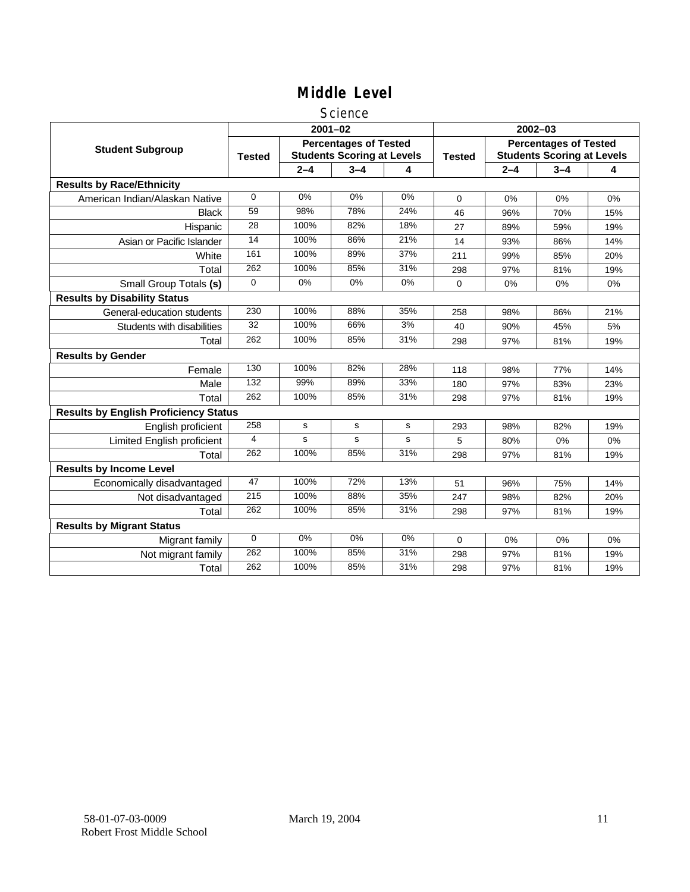# Middle Level

## Science

| Student Subgroup | 2001–02 | | | | 2002–03 | | | |
|---|---|---|---|---|---|---|---|---|
| | Tested | Percentages of Tested Students Scoring at Levels | | | Tested | Percentages of Tested Students Scoring at Levels | | |
| | | 2–4 | 3–4 | 4 | | 2–4 | 3–4 | 4 |
| **Results by Race/Ethnicity** | | | | | | | | |
| American Indian/Alaskan Native | 0 | 0% | 0% | 0% | 0 | 0% | 0% | 0% |
| Black | 59 | 98% | 78% | 24% | 46 | 96% | 70% | 15% |
| Hispanic | 28 | 100% | 82% | 18% | 27 | 89% | 59% | 19% |
| Asian or Pacific Islander | 14 | 100% | 86% | 21% | 14 | 93% | 86% | 14% |
| White | 161 | 100% | 89% | 37% | 211 | 99% | 85% | 20% |
| Total | 262 | 100% | 85% | 31% | 298 | 97% | 81% | 19% |
| Small Group Totals **(s)** | 0 | 0% | 0% | 0% | 0 | 0% | 0% | 0% |
| **Results by Disability Status** | | | | | | | | |
| General-education students | 230 | 100% | 88% | 35% | 258 | 98% | 86% | 21% |
| Students with disabilities | 32 | 100% | 66% | 3% | 40 | 90% | 45% | 5% |
| Total | 262 | 100% | 85% | 31% | 298 | 97% | 81% | 19% |
| **Results by Gender** | | | | | | | | |
| Female | 130 | 100% | 82% | 28% | 118 | 98% | 77% | 14% |
| Male | 132 | 99% | 89% | 33% | 180 | 97% | 83% | 23% |
| Total | 262 | 100% | 85% | 31% | 298 | 97% | 81% | 19% |
| **Results by English Proficiency Status** | | | | | | | | |
| English proficient | 258 | s | s | s | 293 | 98% | 82% | 19% |
| Limited English proficient | 4 | s | s | s | 5 | 80% | 0% | 0% |
| Total | 262 | 100% | 85% | 31% | 298 | 97% | 81% | 19% |
| **Results by Income Level** | | | | | | | | |
| Economically disadvantaged | 47 | 100% | 72% | 13% | 51 | 96% | 75% | 14% |
| Not disadvantaged | 215 | 100% | 88% | 35% | 247 | 98% | 82% | 20% |
| Total | 262 | 100% | 85% | 31% | 298 | 97% | 81% | 19% |
| **Results by Migrant Status** | | | | | | | | |
| Migrant family | 0 | 0% | 0% | 0% | 0 | 0% | 0% | 0% |
| Not migrant family | 262 | 100% | 85% | 31% | 298 | 97% | 81% | 19% |
| Total | 262 | 100% | 85% | 31% | 298 | 97% | 81% | 19% |

58-01-07-03-0009 March 19, 2004
Robert Frost Middle School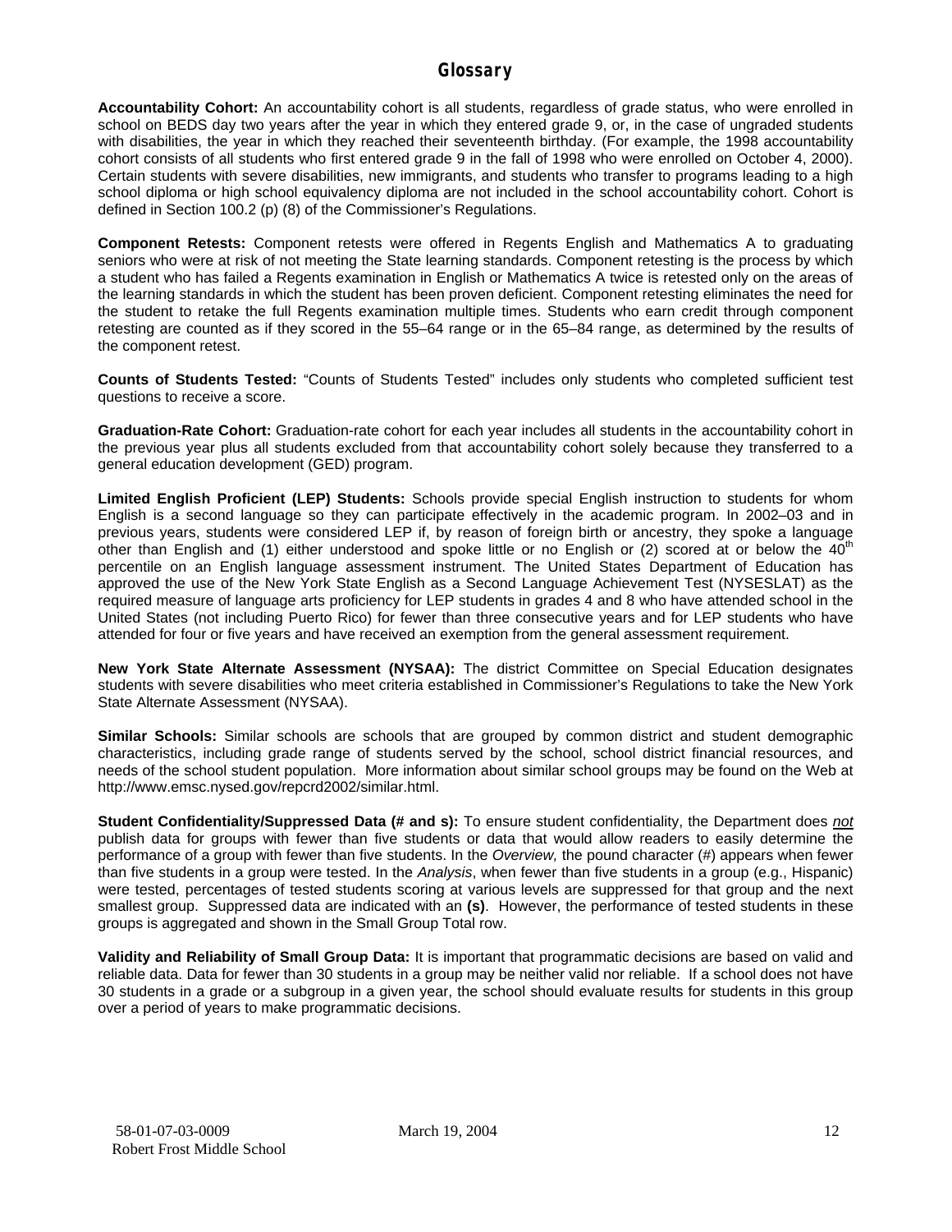# Glossary

**Accountability Cohort:** An accountability cohort is all students, regardless of grade status, who were enrolled in school on BEDS day two years after the year in which they entered grade 9, or, in the case of ungraded students with disabilities, the year in which they reached their seventeenth birthday. (For example, the 1998 accountability cohort consists of all students who first entered grade 9 in the fall of 1998 who were enrolled on October 4, 2000). Certain students with severe disabilities, new immigrants, and students who transfer to programs leading to a high school diploma or high school equivalency diploma are not included in the school accountability cohort. Cohort is defined in Section 100.2 (p) (8) of the Commissioner's Regulations.

**Component Retests:** Component retests were offered in Regents English and Mathematics A to graduating seniors who were at risk of not meeting the State learning standards. Component retesting is the process by which a student who has failed a Regents examination in English or Mathematics A twice is retested only on the areas of the learning standards in which the student has been proven deficient. Component retesting eliminates the need for the student to retake the full Regents examination multiple times. Students who earn credit through component retesting are counted as if they scored in the 55–64 range or in the 65–84 range, as determined by the results of the component retest.

**Counts of Students Tested:** "Counts of Students Tested" includes only students who completed sufficient test questions to receive a score.

**Graduation-Rate Cohort:** Graduation-rate cohort for each year includes all students in the accountability cohort in the previous year plus all students excluded from that accountability cohort solely because they transferred to a general education development (GED) program.

**Limited English Proficient (LEP) Students:** Schools provide special English instruction to students for whom English is a second language so they can participate effectively in the academic program. In 2002–03 and in previous years, students were considered LEP if, by reason of foreign birth or ancestry, they spoke a language other than English and (1) either understood and spoke little or no English or (2) scored at or below the 40th percentile on an English language assessment instrument. The United States Department of Education has approved the use of the New York State English as a Second Language Achievement Test (NYSESLAT) as the required measure of language arts proficiency for LEP students in grades 4 and 8 who have attended school in the United States (not including Puerto Rico) for fewer than three consecutive years and for LEP students who have attended for four or five years and have received an exemption from the general assessment requirement.

**New York State Alternate Assessment (NYSAA):** The district Committee on Special Education designates students with severe disabilities who meet criteria established in Commissioner's Regulations to take the New York State Alternate Assessment (NYSAA).

**Similar Schools:** Similar schools are schools that are grouped by common district and student demographic characteristics, including grade range of students served by the school, school district financial resources, and needs of the school student population. More information about similar school groups may be found on the Web at http://www.emsc.nysed.gov/repcrd2002/similar.html.

**Student Confidentiality/Suppressed Data (# and s):** To ensure student confidentiality, the Department does *not* publish data for groups with fewer than five students or data that would allow readers to easily determine the performance of a group with fewer than five students. In the *Overview,* the pound character (#) appears when fewer than five students in a group were tested. In the *Analysis*, when fewer than five students in a group (e.g., Hispanic) were tested, percentages of tested students scoring at various levels are suppressed for that group and the next smallest group. Suppressed data are indicated with an **(s)**. However, the performance of tested students in these groups is aggregated and shown in the Small Group Total row.

**Validity and Reliability of Small Group Data:** It is important that programmatic decisions are based on valid and reliable data. Data for fewer than 30 students in a group may be neither valid nor reliable. If a school does not have 30 students in a grade or a subgroup in a given year, the school should evaluate results for students in this group over a period of years to make programmatic decisions.